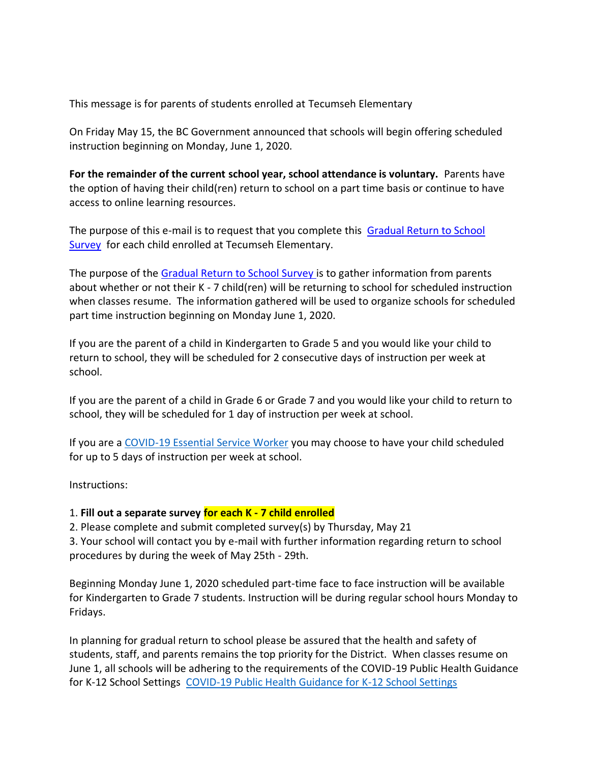This message is for parents of students enrolled at Tecumseh Elementary

On Friday May 15, the BC Government announced that schools will begin offering scheduled instruction beginning on Monday, June 1, 2020.

**For the remainder of the current school year, school attendance is voluntary.** Parents have the option of having their child(ren) return to school on a part time basis or continue to have access to online learning resources.

The purpose of this e-mail is to request that you complete this Gradual Return to School Survey for each child enrolled at Tecumseh Elementary.

The purpose of the Gradual Return to School Survey is to gather information from parents about whether or not their K - 7 child(ren) will be returning to school for scheduled instruction when classes resume. The information gathered will be used to organize schools for scheduled part time instruction beginning on Monday June 1, 2020.

If you are the parent of a child in Kindergarten to Grade 5 and you would like your child to return to school, they will be scheduled for 2 consecutive days of instruction per week at school.

If you are the parent of a child in Grade 6 or Grade 7 and you would like your child to return to school, they will be scheduled for 1 day of instruction per week at school.

If you are a COVID-19 Essential Service Worker you may choose to have your child scheduled for up to 5 days of instruction per week at school.

Instructions:

1. **Fill out a separate survey for each K - 7 child enrolled**
2. Please complete and submit completed survey(s) by Thursday, May 21
3. Your school will contact you by e-mail with further information regarding return to school procedures by during the week of May 25th - 29th.

Beginning Monday June 1, 2020 scheduled part-time face to face instruction will be available for Kindergarten to Grade 7 students. Instruction will be during regular school hours Monday to Fridays.

In planning for gradual return to school please be assured that the health and safety of students, staff, and parents remains the top priority for the District. When classes resume on June 1, all schools will be adhering to the requirements of the COVID-19 Public Health Guidance for K-12 School Settings COVID-19 Public Health Guidance for K-12 School Settings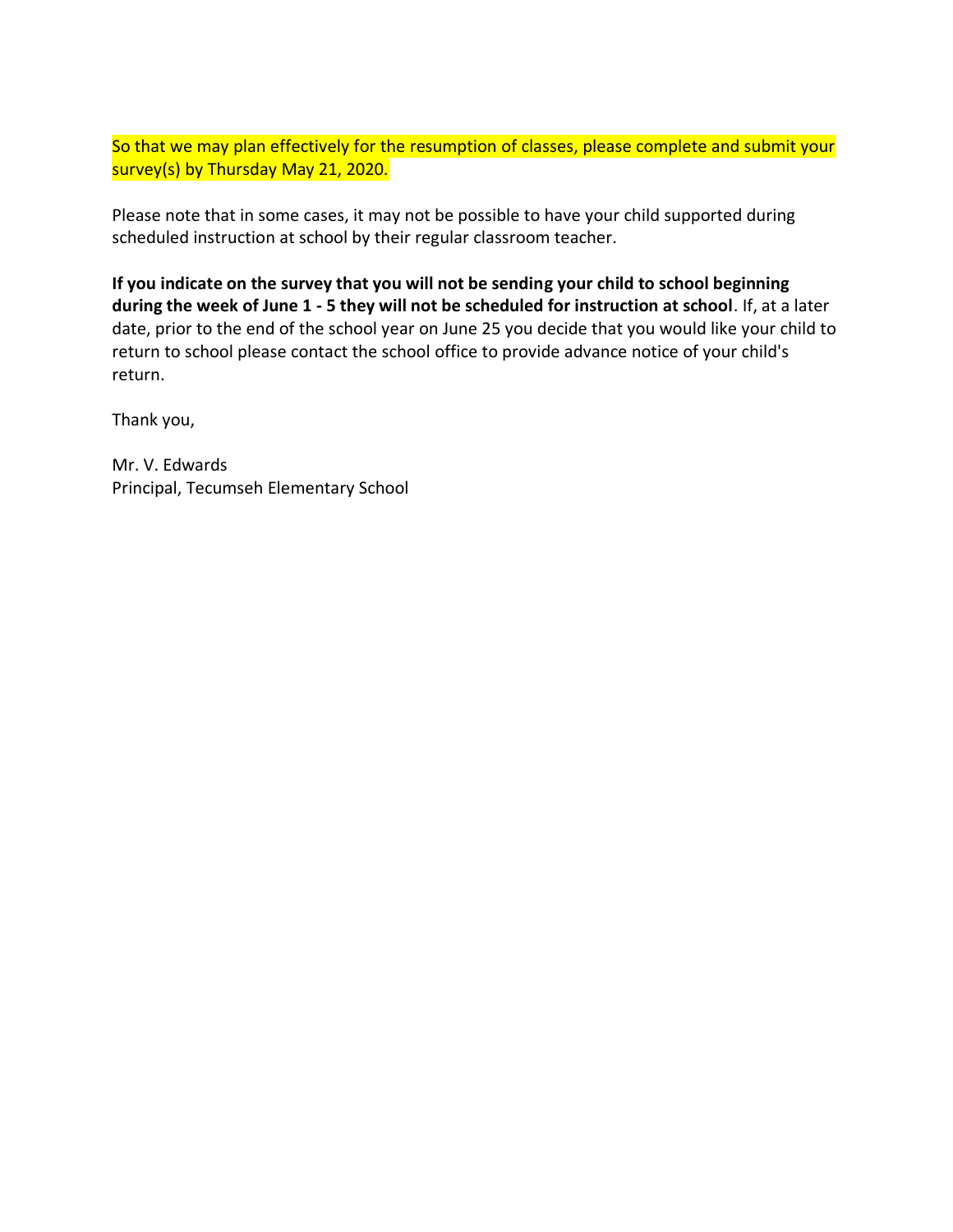So that we may plan effectively for the resumption of classes, please complete and submit your survey(s) by Thursday May 21, 2020.

Please note that in some cases, it may not be possible to have your child supported during scheduled instruction at school by their regular classroom teacher.

**If you indicate on the survey that you will not be sending your child to school beginning during the week of June 1 - 5 they will not be scheduled for instruction at school**. If, at a later date, prior to the end of the school year on June 25 you decide that you would like your child to return to school please contact the school office to provide advance notice of your child's return.

Thank you,

Mr. V. Edwards
Principal, Tecumseh Elementary School